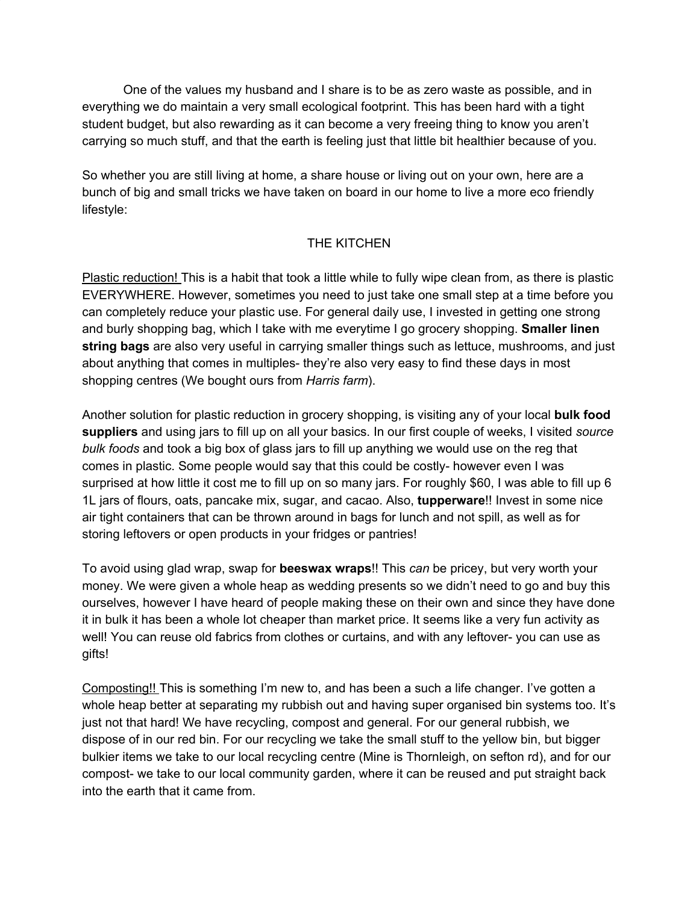One of the values my husband and I share is to be as zero waste as possible, and in everything we do maintain a very small ecological footprint. This has been hard with a tight student budget, but also rewarding as it can become a very freeing thing to know you aren't carrying so much stuff, and that the earth is feeling just that little bit healthier because of you.

So whether you are still living at home, a share house or living out on your own, here are a bunch of big and small tricks we have taken on board in our home to live a more eco friendly lifestyle:

## THE KITCHEN

<u>Plastic reduction!</u> This is a habit that took a little while to fully wipe clean from, as there is plastic EVERYWHERE. However, sometimes you need to just take one small step at a time before you can completely reduce your plastic use. For general daily use, I invested in getting one strong and burly shopping bag, which I take with me everytime I go grocery shopping. **Smaller linen string bags** are also very useful in carrying smaller things such as lettuce, mushrooms, and just about anything that comes in multiples- they're also very easy to find these days in most shopping centres (We bought ours from *Harris farm*).

Another solution for plastic reduction in grocery shopping, is visiting any of your local **bulk food suppliers** and using jars to fill up on all your basics. In our first couple of weeks, I visited *source bulk foods* and took a big box of glass jars to fill up anything we would use on the reg that comes in plastic. Some people would say that this could be costly- however even I was surprised at how little it cost me to fill up on so many jars. For roughly $60, I was able to fill up 6 1L jars of flours, oats, pancake mix, sugar, and cacao. Also, **tupperware**!! Invest in some nice air tight containers that can be thrown around in bags for lunch and not spill, as well as for storing leftovers or open products in your fridges or pantries!

To avoid using glad wrap, swap for **beeswax wraps**!! This *can* be pricey, but very worth your money. We were given a whole heap as wedding presents so we didn't need to go and buy this ourselves, however I have heard of people making these on their own and since they have done it in bulk it has been a whole lot cheaper than market price. It seems like a very fun activity as well! You can reuse old fabrics from clothes or curtains, and with any leftover- you can use as gifts!

<u>Composting!!</u> This is something I'm new to, and has been a such a life changer. I've gotten a whole heap better at separating my rubbish out and having super organised bin systems too. It's just not that hard! We have recycling, compost and general. For our general rubbish, we dispose of in our red bin. For our recycling we take the small stuff to the yellow bin, but bigger bulkier items we take to our local recycling centre (Mine is Thornleigh, on sefton rd), and for our compost- we take to our local community garden, where it can be reused and put straight back into the earth that it came from.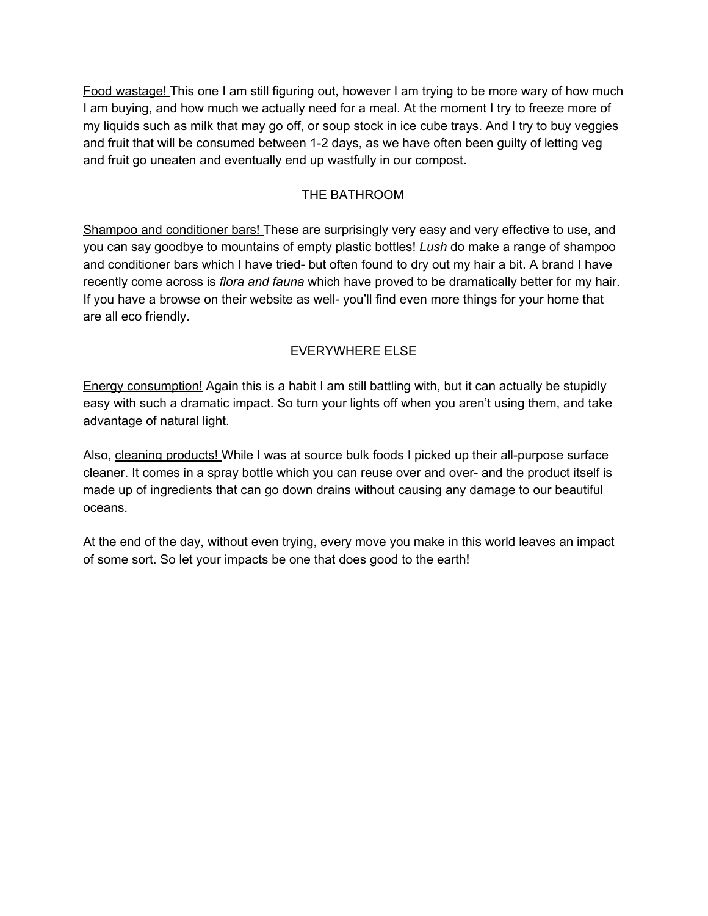<u>Food wastage!</u> This one I am still figuring out, however I am trying to be more wary of how much I am buying, and how much we actually need for a meal. At the moment I try to freeze more of my liquids such as milk that may go off, or soup stock in ice cube trays. And I try to buy veggies and fruit that will be consumed between 1-2 days, as we have often been guilty of letting veg and fruit go uneaten and eventually end up wastfully in our compost.

## THE BATHROOM

<u>Shampoo and conditioner bars!</u> These are surprisingly very easy and very effective to use, and you can say goodbye to mountains of empty plastic bottles! *Lush* do make a range of shampoo and conditioner bars which I have tried- but often found to dry out my hair a bit. A brand I have recently come across is *flora and fauna* which have proved to be dramatically better for my hair. If you have a browse on their website as well- you'll find even more things for your home that are all eco friendly.

## EVERYWHERE ELSE

<u>Energy consumption!</u> Again this is a habit I am still battling with, but it can actually be stupidly easy with such a dramatic impact. So turn your lights off when you aren't using them, and take advantage of natural light.

Also, <u>cleaning products!</u> While I was at source bulk foods I picked up their all-purpose surface cleaner. It comes in a spray bottle which you can reuse over and over- and the product itself is made up of ingredients that can go down drains without causing any damage to our beautiful oceans.

At the end of the day, without even trying, every move you make in this world leaves an impact of some sort. So let your impacts be one that does good to the earth!